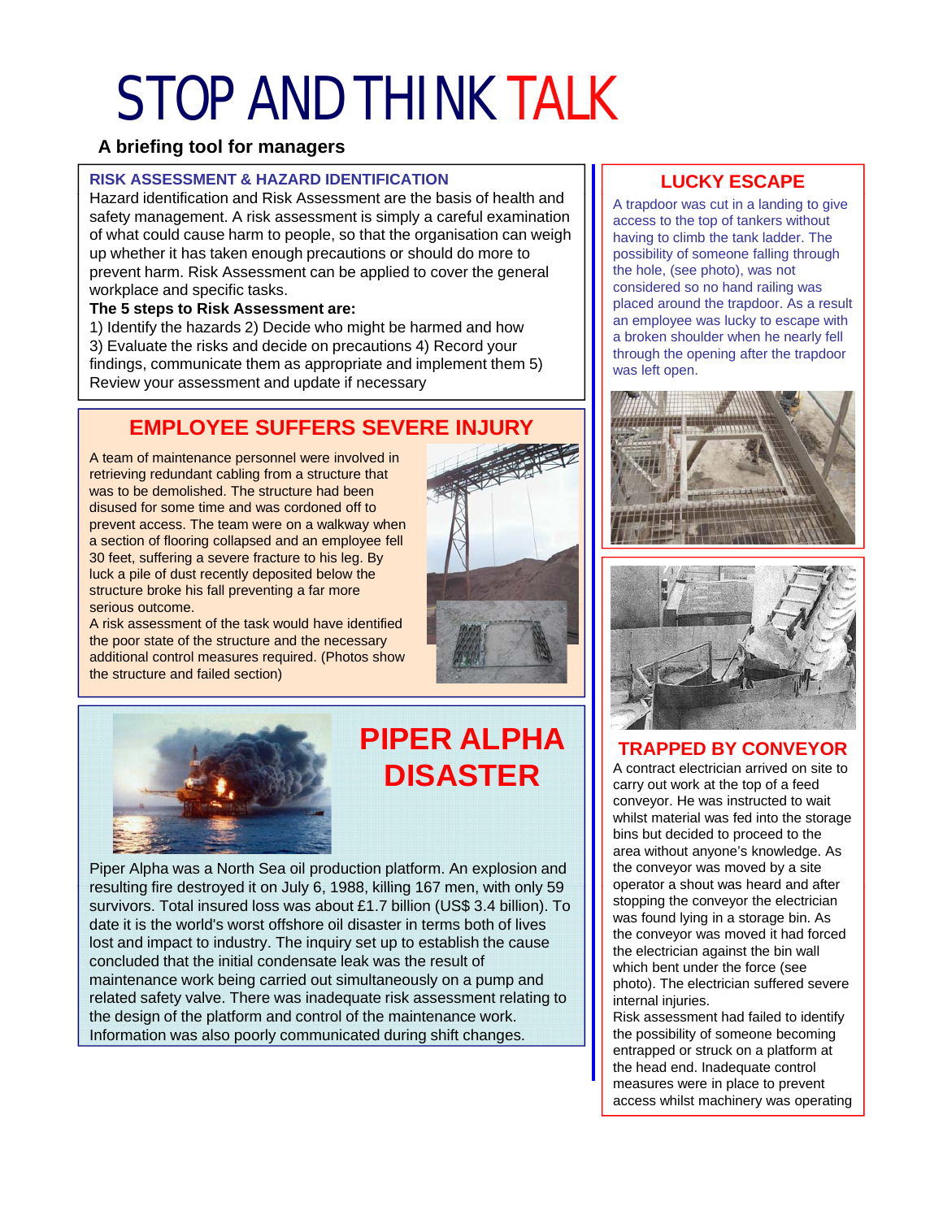# STOP AND THINK TALK

**A briefing tool for managers**

## RISK ASSESSMENT & HAZARD IDENTIFICATION

Hazard identification and Risk Assessment are the basis of health and safety management. A risk assessment is simply a careful examination of what could cause harm to people, so that the organisation can weigh up whether it has taken enough precautions or should do more to prevent harm. Risk Assessment can be applied to cover the general workplace and specific tasks.

**The 5 steps to Risk Assessment are:**

1) Identify the hazards 2) Decide who might be harmed and how 3) Evaluate the risks and decide on precautions 4) Record your findings, communicate them as appropriate and implement them 5) Review your assessment and update if necessary

## EMPLOYEE SUFFERS SEVERE INJURY

A team of maintenance personnel were involved in retrieving redundant cabling from a structure that was to be demolished. The structure had been disused for some time and was cordoned off to prevent access. The team were on a walkway when a section of flooring collapsed and an employee fell 30 feet, suffering a severe fracture to his leg. By luck a pile of dust recently deposited below the structure broke his fall preventing a far more serious outcome.

A risk assessment of the task would have identified the poor state of the structure and the necessary additional control measures required. (Photos show the structure and failed section)

## PIPER ALPHA DISASTER

Piper Alpha was a North Sea oil production platform. An explosion and resulting fire destroyed it on July 6, 1988, killing 167 men, with only 59 survivors. Total insured loss was about £1.7 billion (US$ 3.4 billion). To date it is the world's worst offshore oil disaster in terms both of lives lost and impact to industry. The inquiry set up to establish the cause concluded that the initial condensate leak was the result of maintenance work being carried out simultaneously on a pump and related safety valve. There was inadequate risk assessment relating to the design of the platform and control of the maintenance work. Information was also poorly communicated during shift changes.

## LUCKY ESCAPE

A trapdoor was cut in a landing to give access to the top of tankers without having to climb the tank ladder. The possibility of someone falling through the hole, (see photo), was not considered so no hand railing was placed around the trapdoor. As a result an employee was lucky to escape with a broken shoulder when he nearly fell through the opening after the trapdoor was left open.

## TRAPPED BY CONVEYOR

A contract electrician arrived on site to carry out work at the top of a feed conveyor. He was instructed to wait whilst material was fed into the storage bins but decided to proceed to the area without anyone's knowledge. As the conveyor was moved by a site operator a shout was heard and after stopping the conveyor the electrician was found lying in a storage bin. As the conveyor was moved it had forced the electrician against the bin wall which bent under the force (see photo). The electrician suffered severe internal injuries.

Risk assessment had failed to identify the possibility of someone becoming entrapped or struck on a platform at the head end. Inadequate control measures were in place to prevent access whilst machinery was operating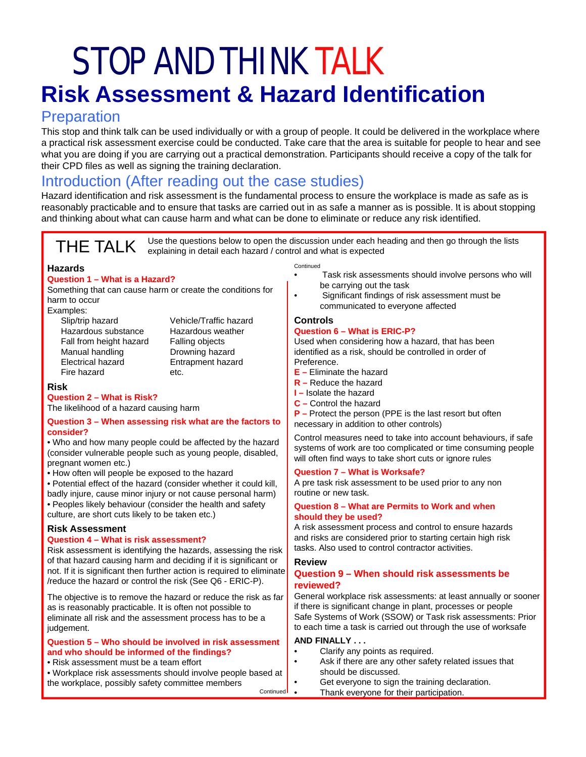# STOP AND THINK TALK

# Risk Assessment & Hazard Identification

## Preparation

This stop and think talk can be used individually or with a group of people. It could be delivered in the workplace where a practical risk assessment exercise could be conducted. Take care that the area is suitable for people to hear and see what you are doing if you are carrying out a practical demonstration. Participants should receive a copy of the talk for their CPD files as well as signing the training declaration.

## Introduction (After reading out the case studies)

Hazard identification and risk assessment is the fundamental process to ensure the workplace is made as safe as is reasonably practicable and to ensure that tasks are carried out in as safe a manner as is possible. It is about stopping and thinking about what can cause harm and what can be done to eliminate or reduce any risk identified.

## THE TALK

Use the questions below to open the discussion under each heading and then go through the lists explaining in detail each hazard / control and what is expected

### Hazards

**Question 1 – What is a Hazard?**

Something that can cause harm or create the conditions for harm to occur

Examples:

| | |
|---|---|
| Slip/trip hazard | Vehicle/Traffic hazard |
| Hazardous substance | Hazardous weather |
| Fall from height hazard | Falling objects |
| Manual handling | Drowning hazard |
| Electrical hazard | Entrapment hazard |
| Fire hazard | etc. |

### Risk

**Question 2 – What is Risk?**

The likelihood of a hazard causing harm

**Question 3 – When assessing risk what are the factors to consider?**

- Who and how many people could be affected by the hazard (consider vulnerable people such as young people, disabled, pregnant women etc.)
- How often will people be exposed to the hazard
- Potential effect of the hazard (consider whether it could kill, badly injure, cause minor injury or not cause personal harm)
- Peoples likely behaviour (consider the health and safety culture, are short cuts likely to be taken etc.)

### Risk Assessment

**Question 4 – What is risk assessment?**

Risk assessment is identifying the hazards, assessing the risk of that hazard causing harm and deciding if it is significant or not. If it is significant then further action is required to eliminate /reduce the hazard or control the risk (See Q6 - ERIC-P).

The objective is to remove the hazard or reduce the risk as far as is reasonably practicable. It is often not possible to eliminate all risk and the assessment process has to be a judgement.

**Question 5 – Who should be involved in risk assessment and who should be informed of the findings?**

- Risk assessment must be a team effort
- Workplace risk assessments should involve people based at the workplace, possibly safety committee members
- Task risk assessments should involve persons who will be carrying out the task
- Significant findings of risk assessment must be communicated to everyone affected

### Controls

**Question 6 – What is ERIC-P?**

Used when considering how a hazard, that has been identified as a risk, should be controlled in order of Preference.

**E –** Eliminate the hazard
**R –** Reduce the hazard
**I –** Isolate the hazard
**C –** Control the hazard
**P –** Protect the person (PPE is the last resort but often necessary in addition to other controls)

Control measures need to take into account behaviours, if safe systems of work are too complicated or time consuming people will often find ways to take short cuts or ignore rules

**Question 7 – What is Worksafe?**

A pre task risk assessment to be used prior to any non routine or new task.

**Question 8 – What are Permits to Work and when should they be used?**

A risk assessment process and control to ensure hazards and risks are considered prior to starting certain high risk tasks. Also used to control contractor activities.

### Review

**Question 9 – When should risk assessments be reviewed?**

General workplace risk assessments: at least annually or sooner if there is significant change in plant, processes or people
Safe Systems of Work (SSOW) or Task risk assessments: Prior to each time a task is carried out through the use of worksafe

**AND FINALLY . . .**

- Clarify any points as required.
- Ask if there are any other safety related issues that should be discussed.
- Get everyone to sign the training declaration.
- Thank everyone for their participation.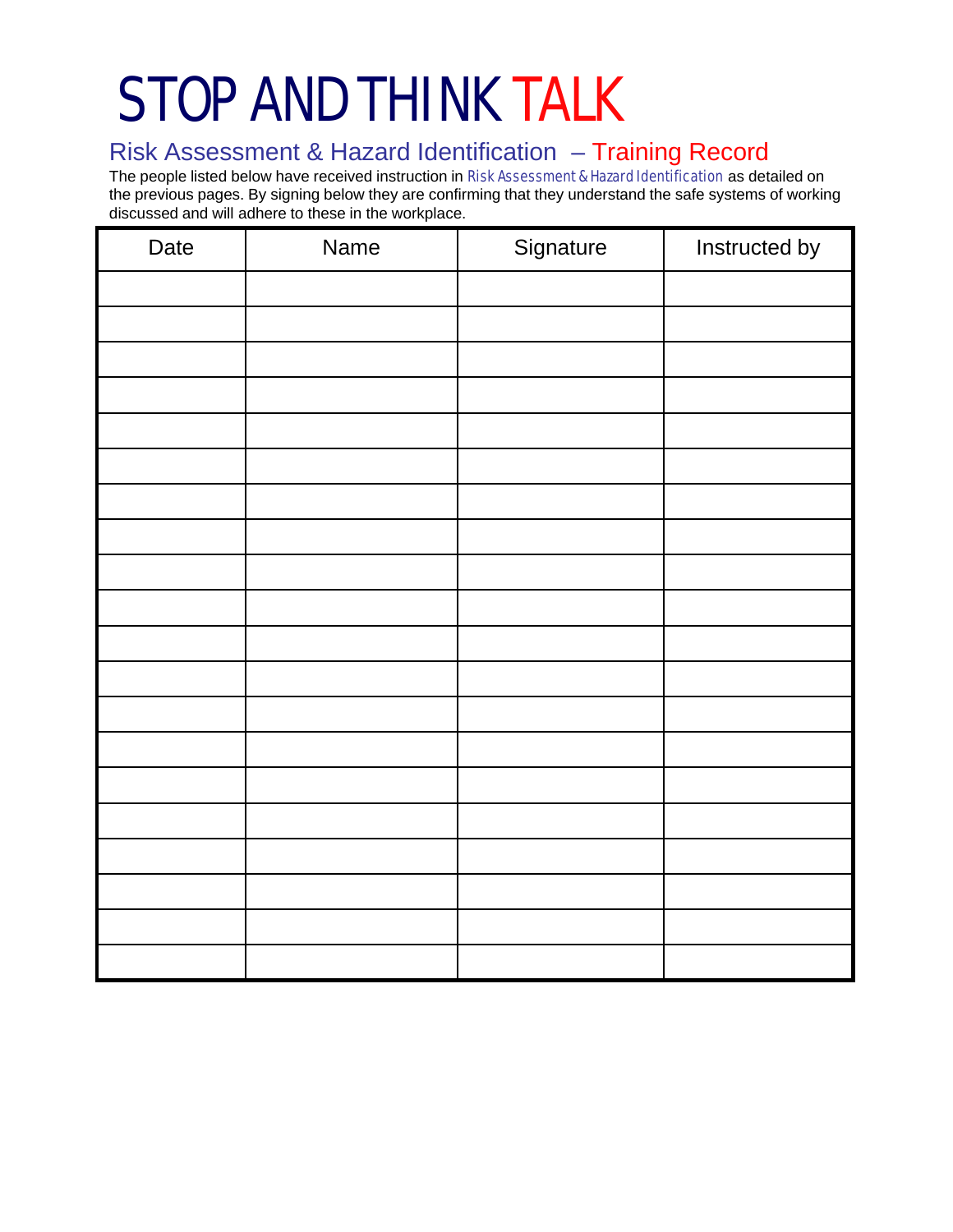# STOP AND THINK TALK

## Risk Assessment & Hazard Identification – Training Record

The people listed below have received instruction in Risk Assessment & Hazard Identification as detailed on the previous pages. By signing below they are confirming that they understand the safe systems of working discussed and will adhere to these in the workplace.

| Date | Name | Signature | Instructed by |
| --- | --- | --- | --- |
| | | | |
| | | | |
| | | | |
| | | | |
| | | | |
| | | | |
| | | | |
| | | | |
| | | | |
| | | | |
| | | | |
| | | | |
| | | | |
| | | | |
| | | | |
| | | | |
| | | | |
| | | | |
| | | | |
| | | | |